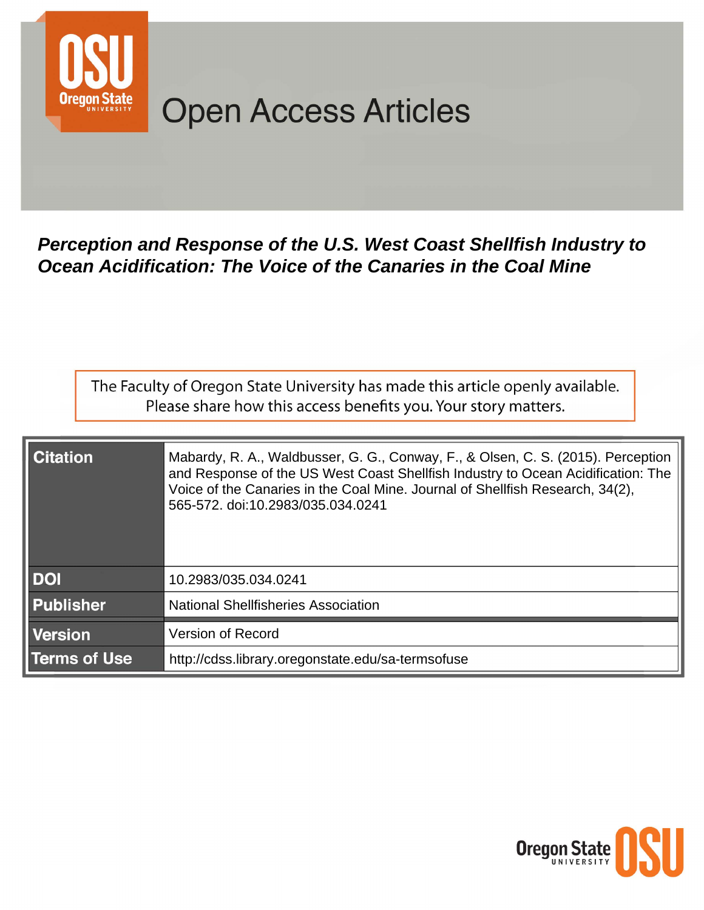# Open Access Articles

***Perception and Response of the U.S. West Coast Shellfish Industry to Ocean Acidification: The Voice of the Canaries in the Coal Mine***

The Faculty of Oregon State University has made this article openly available. Please share how this access benefits you. Your story matters.

| | |
|---|---|
| **Citation** | Mabardy, R. A., Waldbusser, G. G., Conway, F., & Olsen, C. S. (2015). Perception and Response of the US West Coast Shellfish Industry to Ocean Acidification: The Voice of the Canaries in the Coal Mine. Journal of Shellfish Research, 34(2), 565-572. doi:10.2983/035.034.0241 |
| **DOI** | 10.2983/035.034.0241 |
| **Publisher** | National Shellfisheries Association |
| **Version** | Version of Record |
| **Terms of Use** | http://cdss.library.oregonstate.edu/sa-termsofuse |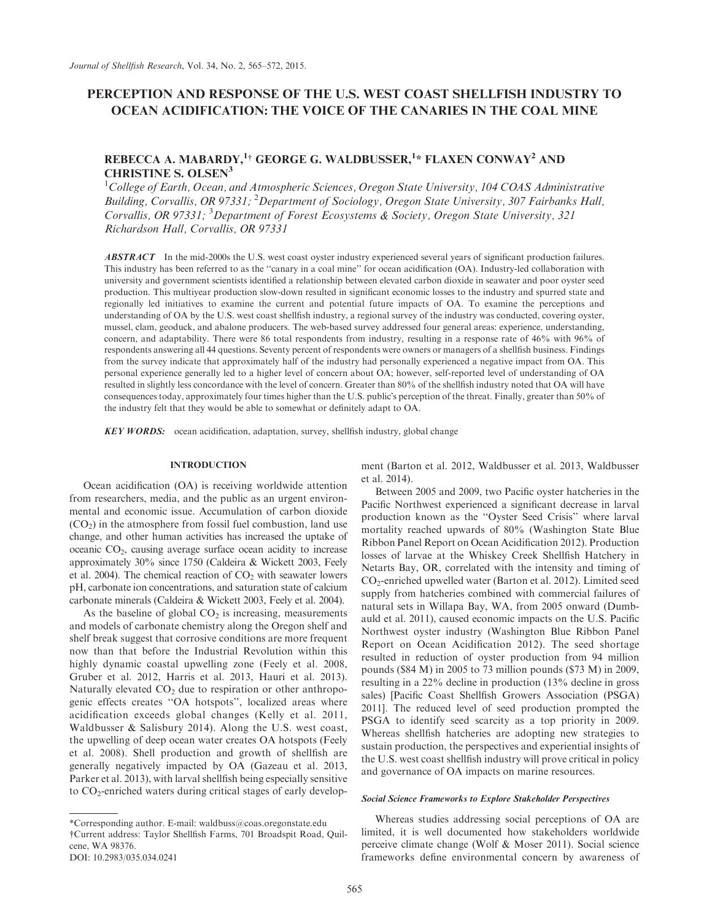# PERCEPTION AND RESPONSE OF THE U.S. WEST COAST SHELLFISH INDUSTRY TO OCEAN ACIDIFICATION: THE VOICE OF THE CANARIES IN THE COAL MINE

**REBECCA A. MABARDY,[1]† GEORGE G. WALDBUSSER,[1]* FLAXEN CONWAY[2] AND CHRISTINE S. OLSEN[3]**

[1]*College of Earth, Ocean, and Atmospheric Sciences, Oregon State University, 104 COAS Administrative Building, Corvallis, OR 97331;* [2]*Department of Sociology, Oregon State University, 307 Fairbanks Hall, Corvallis, OR 97331;* [3]*Department of Forest Ecosystems & Society, Oregon State University, 321 Richardson Hall, Corvallis, OR 97331*

***ABSTRACT*** In the mid-2000s the U.S. west coast oyster industry experienced several years of significant production failures. This industry has been referred to as the "canary in a coal mine" for ocean acidification (OA). Industry-led collaboration with university and government scientists identified a relationship between elevated carbon dioxide in seawater and poor oyster seed production. This multiyear production slow-down resulted in significant economic losses to the industry and spurred state and regionally led initiatives to examine the current and potential future impacts of OA. To examine the perceptions and understanding of OA by the U.S. west coast shellfish industry, a regional survey of the industry was conducted, covering oyster, mussel, clam, geoduck, and abalone producers. The web-based survey addressed four general areas: experience, understanding, concern, and adaptability. There were 86 total respondents from industry, resulting in a response rate of 46% with 96% of respondents answering all 44 questions. Seventy percent of respondents were owners or managers of a shellfish business. Findings from the survey indicate that approximately half of the industry had personally experienced a negative impact from OA. This personal experience generally led to a higher level of concern about OA; however, self-reported level of understanding of OA resulted in slightly less concordance with the level of concern. Greater than 80% of the shellfish industry noted that OA will have consequences today, approximately four times higher than the U.S. public's perception of the threat. Finally, greater than 50% of the industry felt that they would be able to somewhat or definitely adapt to OA.

***KEY WORDS:*** ocean acidification, adaptation, survey, shellfish industry, global change

## INTRODUCTION

Ocean acidification (OA) is receiving worldwide attention from researchers, media, and the public as an urgent environmental and economic issue. Accumulation of carbon dioxide ($CO_2$) in the atmosphere from fossil fuel combustion, land use change, and other human activities has increased the uptake of oceanic $CO_2$, causing average surface ocean acidity to increase approximately 30% since 1750 (Caldeira & Wickett 2003, Feely et al. 2004). The chemical reaction of $CO_2$ with seawater lowers pH, carbonate ion concentrations, and saturation state of calcium carbonate minerals (Caldeira & Wickett 2003, Feely et al. 2004).

As the baseline of global $CO_2$ is increasing, measurements and models of carbonate chemistry along the Oregon shelf and shelf break suggest that corrosive conditions are more frequent now than that before the Industrial Revolution within this highly dynamic coastal upwelling zone (Feely et al. 2008, Gruber et al. 2012, Harris et al. 2013, Hauri et al. 2013). Naturally elevated $CO_2$ due to respiration or other anthropogenic effects creates "OA hotspots", localized areas where acidification exceeds global changes (Kelly et al. 2011, Waldbusser & Salisbury 2014). Along the U.S. west coast, the upwelling of deep ocean water creates OA hotspots (Feely et al. 2008). Shell production and growth of shellfish are generally negatively impacted by OA (Gazeau et al. 2013, Parker et al. 2013), with larval shellfish being especially sensitive to $CO_2$-enriched waters during critical stages of early development (Barton et al. 2012, Waldbusser et al. 2013, Waldbusser et al. 2014).

Between 2005 and 2009, two Pacific oyster hatcheries in the Pacific Northwest experienced a significant decrease in larval production known as the "Oyster Seed Crisis" where larval mortality reached upwards of 80% (Washington State Blue Ribbon Panel Report on Ocean Acidification 2012). Production losses of larvae at the Whiskey Creek Shellfish Hatchery in Netarts Bay, OR, correlated with the intensity and timing of $CO_2$-enriched upwelled water (Barton et al. 2012). Limited seed supply from hatcheries combined with commercial failures of natural sets in Willapa Bay, WA, from 2005 onward (Dumbauld et al. 2011), caused economic impacts on the U.S. Pacific Northwest oyster industry (Washington Blue Ribbon Panel Report on Ocean Acidification 2012). The seed shortage resulted in reduction of oyster production from 94 million pounds (\$84 M) in 2005 to 73 million pounds (\$73 M) in 2009, resulting in a 22% decline in production (13% decline in gross sales) [Pacific Coast Shellfish Growers Association (PSGA) 2011]. The reduced level of seed production prompted the PSGA to identify seed scarcity as a top priority in 2009. Whereas shellfish hatcheries are adopting new strategies to sustain production, the perspectives and experiential insights of the U.S. west coast shellfish industry will prove critical in policy and governance of OA impacts on marine resources.

### *Social Science Frameworks to Explore Stakeholder Perspectives*

Whereas studies addressing social perceptions of OA are limited, it is well documented how stakeholders worldwide perceive climate change (Wolf & Moser 2011). Social science frameworks define environmental concern by awareness of

*Corresponding author. E-mail: waldbuss@coas.oregonstate.edu

†Current address: Taylor Shellfish Farms, 701 Broadspit Road, Quilcene, WA 98376.

DOI: 10.2983/035.034.0241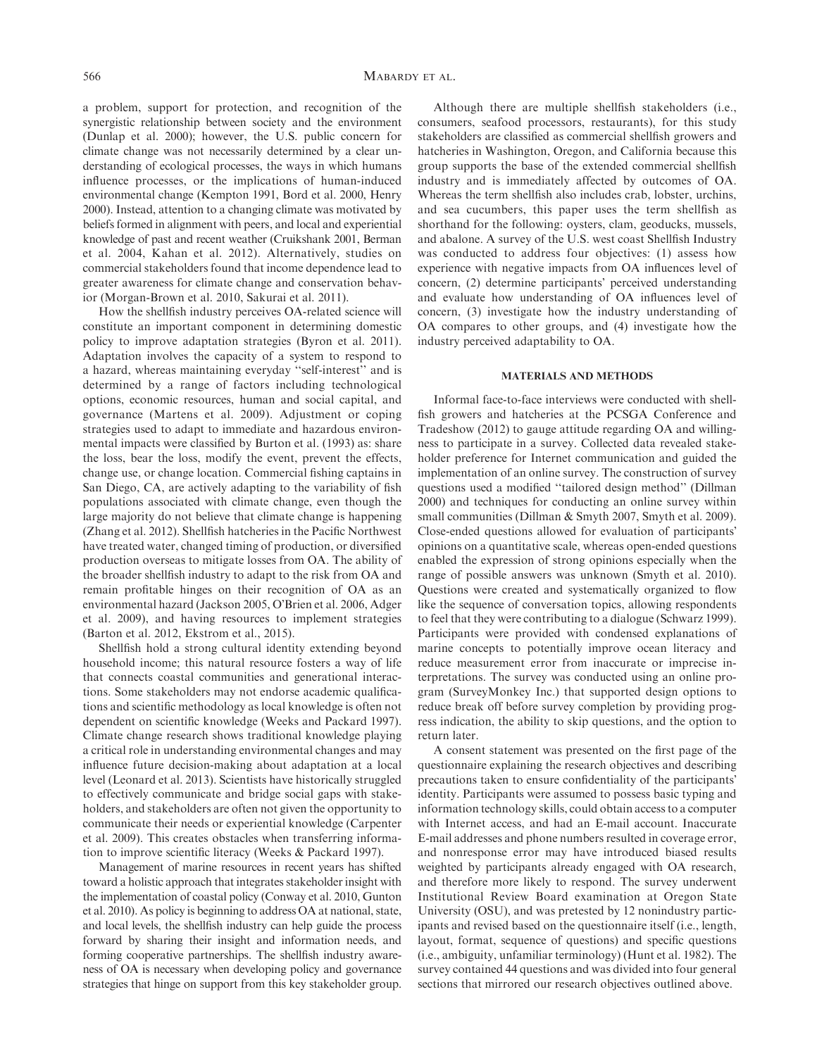a problem, support for protection, and recognition of the synergistic relationship between society and the environment (Dunlap et al. 2000); however, the U.S. public concern for climate change was not necessarily determined by a clear understanding of ecological processes, the ways in which humans influence processes, or the implications of human-induced environmental change (Kempton 1991, Bord et al. 2000, Henry 2000). Instead, attention to a changing climate was motivated by beliefs formed in alignment with peers, and local and experiential knowledge of past and recent weather (Cruikshank 2001, Berman et al. 2004, Kahan et al. 2012). Alternatively, studies on commercial stakeholders found that income dependence lead to greater awareness for climate change and conservation behavior (Morgan-Brown et al. 2010, Sakurai et al. 2011).

How the shellfish industry perceives OA-related science will constitute an important component in determining domestic policy to improve adaptation strategies (Byron et al. 2011). Adaptation involves the capacity of a system to respond to a hazard, whereas maintaining everyday "self-interest" and is determined by a range of factors including technological options, economic resources, human and social capital, and governance (Martens et al. 2009). Adjustment or coping strategies used to adapt to immediate and hazardous environmental impacts were classified by Burton et al. (1993) as: share the loss, bear the loss, modify the event, prevent the effects, change use, or change location. Commercial fishing captains in San Diego, CA, are actively adapting to the variability of fish populations associated with climate change, even though the large majority do not believe that climate change is happening (Zhang et al. 2012). Shellfish hatcheries in the Pacific Northwest have treated water, changed timing of production, or diversified production overseas to mitigate losses from OA. The ability of the broader shellfish industry to adapt to the risk from OA and remain profitable hinges on their recognition of OA as an environmental hazard (Jackson 2005, O'Brien et al. 2006, Adger et al. 2009), and having resources to implement strategies (Barton et al. 2012, Ekstrom et al., 2015).

Shellfish hold a strong cultural identity extending beyond household income; this natural resource fosters a way of life that connects coastal communities and generational interactions. Some stakeholders may not endorse academic qualifications and scientific methodology as local knowledge is often not dependent on scientific knowledge (Weeks and Packard 1997). Climate change research shows traditional knowledge playing a critical role in understanding environmental changes and may influence future decision-making about adaptation at a local level (Leonard et al. 2013). Scientists have historically struggled to effectively communicate and bridge social gaps with stakeholders, and stakeholders are often not given the opportunity to communicate their needs or experiential knowledge (Carpenter et al. 2009). This creates obstacles when transferring information to improve scientific literacy (Weeks & Packard 1997).

Management of marine resources in recent years has shifted toward a holistic approach that integrates stakeholder insight with the implementation of coastal policy (Conway et al. 2010, Gunton et al. 2010). As policy is beginning to address OA at national, state, and local levels, the shellfish industry can help guide the process forward by sharing their insight and information needs, and forming cooperative partnerships. The shellfish industry awareness of OA is necessary when developing policy and governance strategies that hinge on support from this key stakeholder group.

Although there are multiple shellfish stakeholders (i.e., consumers, seafood processors, restaurants), for this study stakeholders are classified as commercial shellfish growers and hatcheries in Washington, Oregon, and California because this group supports the base of the extended commercial shellfish industry and is immediately affected by outcomes of OA. Whereas the term shellfish also includes crab, lobster, urchins, and sea cucumbers, this paper uses the term shellfish as shorthand for the following: oysters, clam, geoducks, mussels, and abalone. A survey of the U.S. west coast Shellfish Industry was conducted to address four objectives: (1) assess how experience with negative impacts from OA influences level of concern, (2) determine participants' perceived understanding and evaluate how understanding of OA influences level of concern, (3) investigate how the industry understanding of OA compares to other groups, and (4) investigate how the industry perceived adaptability to OA.

## MATERIALS AND METHODS

Informal face-to-face interviews were conducted with shellfish growers and hatcheries at the PCSGA Conference and Tradeshow (2012) to gauge attitude regarding OA and willingness to participate in a survey. Collected data revealed stakeholder preference for Internet communication and guided the implementation of an online survey. The construction of survey questions used a modified "tailored design method" (Dillman 2000) and techniques for conducting an online survey within small communities (Dillman & Smyth 2007, Smyth et al. 2009). Close-ended questions allowed for evaluation of participants' opinions on a quantitative scale, whereas open-ended questions enabled the expression of strong opinions especially when the range of possible answers was unknown (Smyth et al. 2010). Questions were created and systematically organized to flow like the sequence of conversation topics, allowing respondents to feel that they were contributing to a dialogue (Schwarz 1999). Participants were provided with condensed explanations of marine concepts to potentially improve ocean literacy and reduce measurement error from inaccurate or imprecise interpretations. The survey was conducted using an online program (SurveyMonkey Inc.) that supported design options to reduce break off before survey completion by providing progress indication, the ability to skip questions, and the option to return later.

A consent statement was presented on the first page of the questionnaire explaining the research objectives and describing precautions taken to ensure confidentiality of the participants' identity. Participants were assumed to possess basic typing and information technology skills, could obtain access to a computer with Internet access, and had an E-mail account. Inaccurate E-mail addresses and phone numbers resulted in coverage error, and nonresponse error may have introduced biased results weighted by participants already engaged with OA research, and therefore more likely to respond. The survey underwent Institutional Review Board examination at Oregon State University (OSU), and was pretested by 12 nonindustry participants and revised based on the questionnaire itself (i.e., length, layout, format, sequence of questions) and specific questions (i.e., ambiguity, unfamiliar terminology) (Hunt et al. 1982). The survey contained 44 questions and was divided into four general sections that mirrored our research objectives outlined above.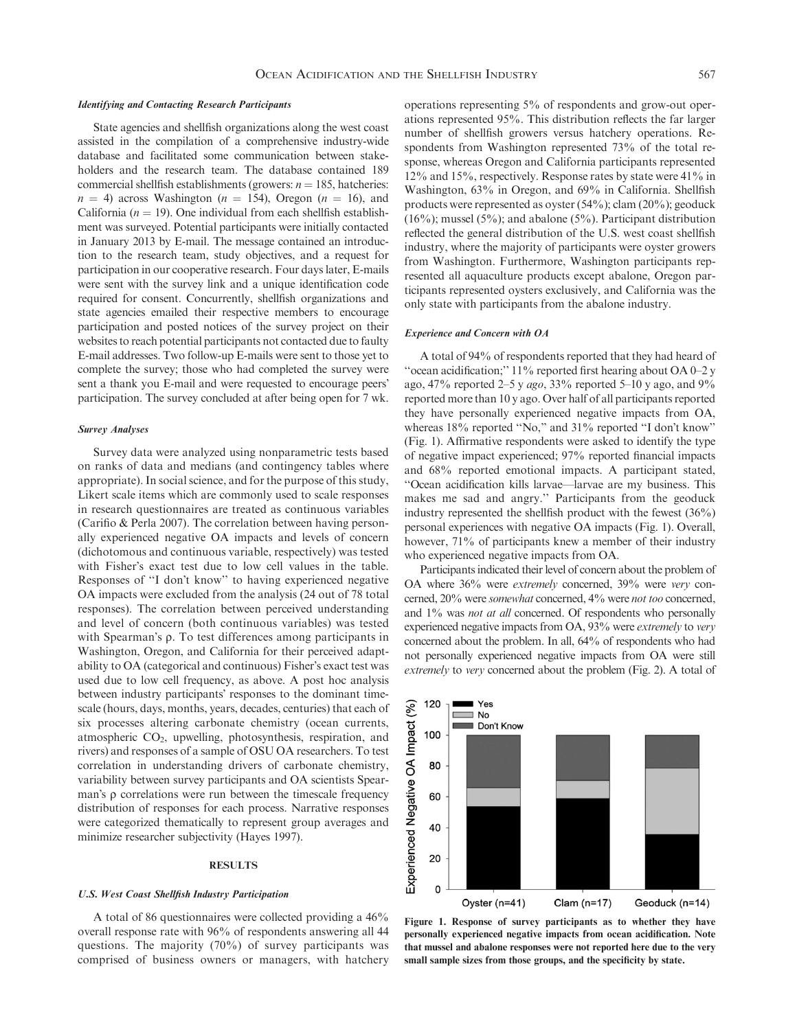#### Identifying and Contacting Research Participants

State agencies and shellfish organizations along the west coast assisted in the compilation of a comprehensive industry-wide database and facilitated some communication between stakeholders and the research team. The database contained 189 commercial shellfish establishments (growers: $n = 185$, hatcheries: $n = 4$) across Washington ($n = 154$), Oregon ($n = 16$), and California ($n = 19$). One individual from each shellfish establishment was surveyed. Potential participants were initially contacted in January 2013 by E-mail. The message contained an introduction to the research team, study objectives, and a request for participation in our cooperative research. Four days later, E-mails were sent with the survey link and a unique identification code required for consent. Concurrently, shellfish organizations and state agencies emailed their respective members to encourage participation and posted notices of the survey project on their websites to reach potential participants not contacted due to faulty E-mail addresses. Two follow-up E-mails were sent to those yet to complete the survey; those who had completed the survey were sent a thank you E-mail and were requested to encourage peers' participation. The survey concluded at after being open for 7 wk.

#### Survey Analyses

Survey data were analyzed using nonparametric tests based on ranks of data and medians (and contingency tables where appropriate). In social science, and for the purpose of this study, Likert scale items which are commonly used to scale responses in research questionnaires are treated as continuous variables (Carifio & Perla 2007). The correlation between having personally experienced negative OA impacts and levels of concern (dichotomous and continuous variable, respectively) was tested with Fisher's exact test due to low cell values in the table. Responses of "I don't know" to having experienced negative OA impacts were excluded from the analysis (24 out of 78 total responses). The correlation between perceived understanding and level of concern (both continuous variables) was tested with Spearman's ρ. To test differences among participants in Washington, Oregon, and California for their perceived adaptability to OA (categorical and continuous) Fisher's exact test was used due to low cell frequency, as above. A post hoc analysis between industry participants' responses to the dominant timescale (hours, days, months, years, decades, centuries) that each of six processes altering carbonate chemistry (ocean currents, atmospheric $CO_2$, upwelling, photosynthesis, respiration, and rivers) and responses of a sample of OSU OA researchers. To test correlation in understanding drivers of carbonate chemistry, variability between survey participants and OA scientists Spearman's ρ correlations were run between the timescale frequency distribution of responses for each process. Narrative responses were categorized thematically to represent group averages and minimize researcher subjectivity (Hayes 1997).

## RESULTS

#### U.S. West Coast Shellfish Industry Participation

A total of 86 questionnaires were collected providing a 46% overall response rate with 96% of respondents answering all 44 questions. The majority (70%) of survey participants was comprised of business owners or managers, with hatchery operations representing 5% of respondents and grow-out operations represented 95%. This distribution reflects the far larger number of shellfish growers versus hatchery operations. Respondents from Washington represented 73% of the total response, whereas Oregon and California participants represented 12% and 15%, respectively. Response rates by state were 41% in Washington, 63% in Oregon, and 69% in California. Shellfish products were represented as oyster (54%); clam (20%); geoduck (16%); mussel (5%); and abalone (5%). Participant distribution reflected the general distribution of the U.S. west coast shellfish industry, where the majority of participants were oyster growers from Washington. Furthermore, Washington participants represented all aquaculture products except abalone, Oregon participants represented oysters exclusively, and California was the only state with participants from the abalone industry.

#### Experience and Concern with OA

A total of 94% of respondents reported that they had heard of "ocean acidification;" 11% reported first hearing about OA 0–2 y ago, 47% reported 2–5 y *ago*, 33% reported 5–10 y ago, and 9% reported more than 10 y ago. Over half of all participants reported they have personally experienced negative impacts from OA, whereas 18% reported "No," and 31% reported "I don't know" (Fig. 1). Affirmative respondents were asked to identify the type of negative impact experienced; 97% reported financial impacts and 68% reported emotional impacts. A participant stated, "Ocean acidification kills larvae—larvae are my business. This makes me sad and angry." Participants from the geoduck industry represented the shellfish product with the fewest (36%) personal experiences with negative OA impacts (Fig. 1). Overall, however, 71% of participants knew a member of their industry who experienced negative impacts from OA.

Participants indicated their level of concern about the problem of OA where 36% were *extremely* concerned, 39% were *very* concerned, 20% were *somewhat* concerned, 4% were *not too* concerned, and 1% was *not at all* concerned. Of respondents who personally experienced negative impacts from OA, 93% were *extremely* to *very* concerned about the problem. In all, 64% of respondents who had not personally experienced negative impacts from OA were still *extremely* to *very* concerned about the problem (Fig. 2). A total of

Figure 1. Response of survey participants as to whether they have personally experienced negative impacts from ocean acidification. Note that mussel and abalone responses were not reported here due to the very small sample sizes from those groups, and the specificity by state.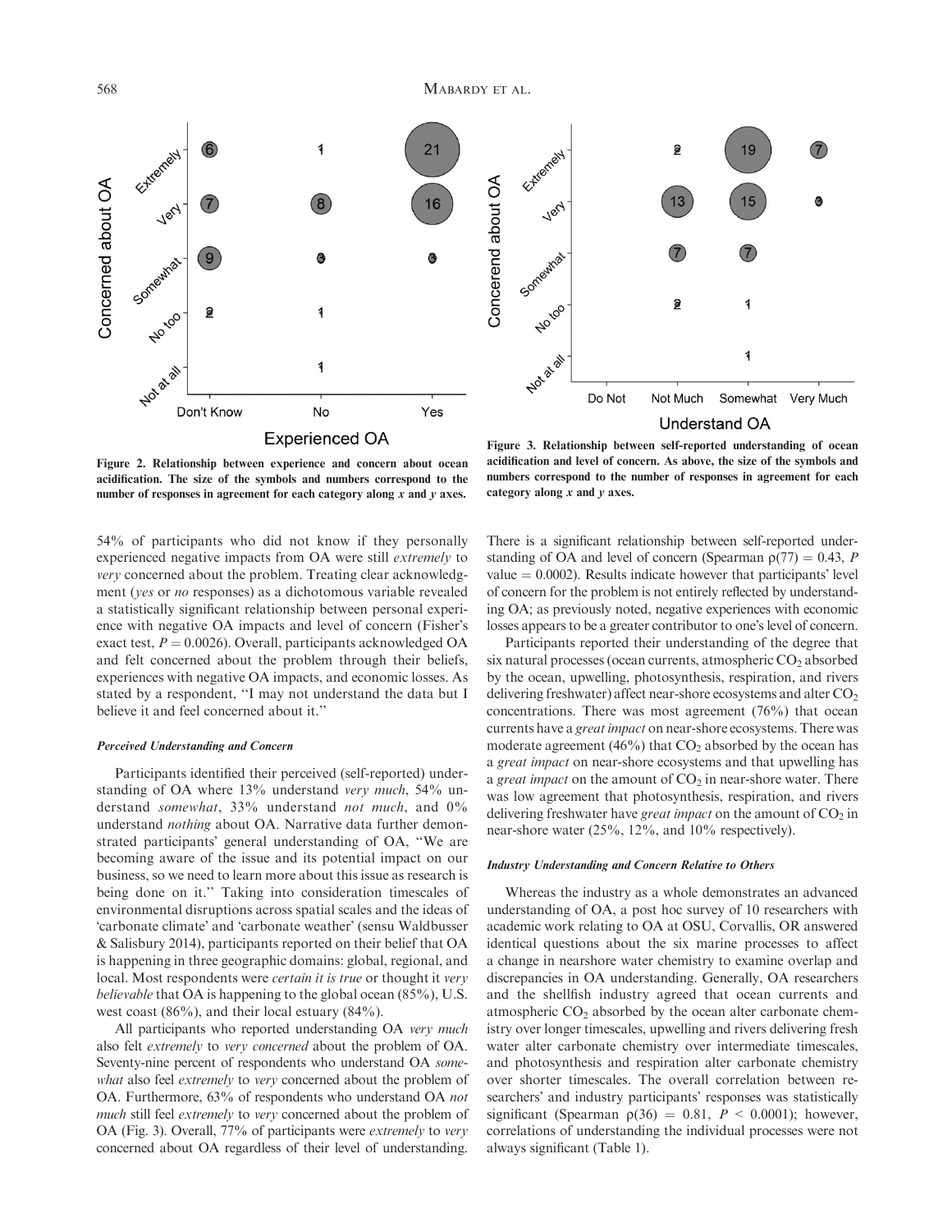Figure 2. Relationship between experience and concern about ocean acidification. The size of the symbols and numbers correspond to the number of responses in agreement for each category along *x* and *y* axes.

Figure 3. Relationship between self-reported understanding of ocean acidification and level of concern. As above, the size of the symbols and numbers correspond to the number of responses in agreement for each category along *x* and *y* axes.

54% of participants who did not know if they personally experienced negative impacts from OA were still *extremely* to *very* concerned about the problem. Treating clear acknowledgment (*yes* or *no* responses) as a dichotomous variable revealed a statistically significant relationship between personal experience with negative OA impacts and level of concern (Fisher's exact test, $P = 0.0026$). Overall, participants acknowledged OA and felt concerned about the problem through their beliefs, experiences with negative OA impacts, and economic losses. As stated by a respondent, "I may not understand the data but I believe it and feel concerned about it."

#### Perceived Understanding and Concern

Participants identified their perceived (self-reported) understanding of OA where 13% understand *very much*, 54% understand *somewhat*, 33% understand *not much*, and 0% understand *nothing* about OA. Narrative data further demonstrated participants' general understanding of OA, "We are becoming aware of the issue and its potential impact on our business, so we need to learn more about this issue as research is being done on it." Taking into consideration timescales of environmental disruptions across spatial scales and the ideas of 'carbonate climate' and 'carbonate weather' (sensu Waldbusser & Salisbury 2014), participants reported on their belief that OA is happening in three geographic domains: global, regional, and local. Most respondents were *certain it is true* or thought it *very believable* that OA is happening to the global ocean (85%), U.S. west coast (86%), and their local estuary (84%).

All participants who reported understanding OA *very much* also felt *extremely* to *very concerned* about the problem of OA. Seventy-nine percent of respondents who understand OA *somewhat* also feel *extremely* to *very* concerned about the problem of OA. Furthermore, 63% of respondents who understand OA *not much* still feel *extremely* to *very* concerned about the problem of OA (Fig. 3). Overall, 77% of participants were *extremely* to *very* concerned about OA regardless of their level of understanding. There is a significant relationship between self-reported understanding of OA and level of concern (Spearman $\rho(77) = 0.43$, $P$ value $= 0.0002$). Results indicate however that participants' level of concern for the problem is not entirely reflected by understanding OA; as previously noted, negative experiences with economic losses appears to be a greater contributor to one's level of concern.

Participants reported their understanding of the degree that six natural processes (ocean currents, atmospheric $CO_2$ absorbed by the ocean, upwelling, photosynthesis, respiration, and rivers delivering freshwater) affect near-shore ecosystems and alter $CO_2$ concentrations. There was most agreement (76%) that ocean currents have a *great impact* on near-shore ecosystems. There was moderate agreement (46%) that $CO_2$ absorbed by the ocean has a *great impact* on near-shore ecosystems and that upwelling has a *great impact* on the amount of $CO_2$ in near-shore water. There was low agreement that photosynthesis, respiration, and rivers delivering freshwater have *great impact* on the amount of $CO_2$ in near-shore water (25%, 12%, and 10% respectively).

#### Industry Understanding and Concern Relative to Others

Whereas the industry as a whole demonstrates an advanced understanding of OA, a post hoc survey of 10 researchers with academic work relating to OA at OSU, Corvallis, OR answered identical questions about the six marine processes to affect a change in nearshore water chemistry to examine overlap and discrepancies in OA understanding. Generally, OA researchers and the shellfish industry agreed that ocean currents and atmospheric $CO_2$ absorbed by the ocean alter carbonate chemistry over longer timescales, upwelling and rivers delivering fresh water alter carbonate chemistry over intermediate timescales, and photosynthesis and respiration alter carbonate chemistry over shorter timescales. The overall correlation between researchers' and industry participants' responses was statistically significant (Spearman $\rho(36) = 0.81$, $P < 0.0001$); however, correlations of understanding the individual processes were not always significant (Table 1).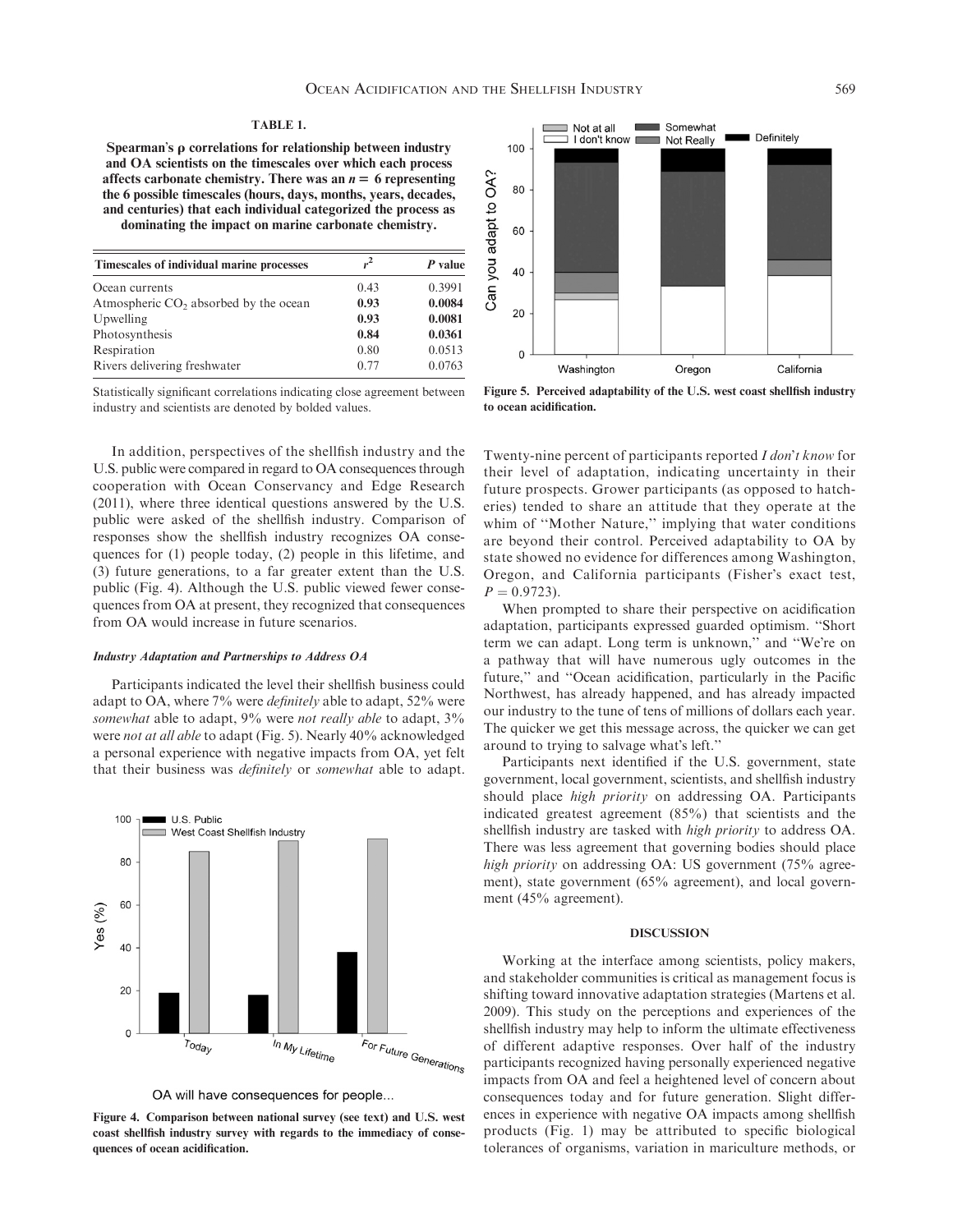**TABLE 1.**

**Spearman's ρ correlations for relationship between industry and OA scientists on the timescales over which each process affects carbonate chemistry. There was an $n = 6$ representing the 6 possible timescales (hours, days, months, years, decades, and centuries) that each individual categorized the process as dominating the impact on marine carbonate chemistry.**

| Timescales of individual marine processes | $r^2$ | *P* value |
|---|---|---|
| Ocean currents | 0.43 | 0.3991 |
| Atmospheric $CO_2$ absorbed by the ocean | **0.93** | **0.0084** |
| Upwelling | **0.93** | **0.0081** |
| Photosynthesis | **0.84** | **0.0361** |
| Respiration | 0.80 | 0.0513 |
| Rivers delivering freshwater | 0.77 | 0.0763 |

Statistically significant correlations indicating close agreement between industry and scientists are denoted by bolded values.

In addition, perspectives of the shellfish industry and the U.S. public were compared in regard to OA consequences through cooperation with Ocean Conservancy and Edge Research (2011), where three identical questions answered by the U.S. public were asked of the shellfish industry. Comparison of responses show the shellfish industry recognizes OA consequences for (1) people today, (2) people in this lifetime, and (3) future generations, to a far greater extent than the U.S. public (Fig. 4). Although the U.S. public viewed fewer consequences from OA at present, they recognized that consequences from OA would increase in future scenarios.

#### *Industry Adaptation and Partnerships to Address OA*

Participants indicated the level their shellfish business could adapt to OA, where 7% were *definitely* able to adapt, 52% were *somewhat* able to adapt, 9% were *not really able* to adapt, 3% were *not at all able* to adapt (Fig. 5). Nearly 40% acknowledged a personal experience with negative impacts from OA, yet felt that their business was *definitely* or *somewhat* able to adapt.

**Figure 4. Comparison between national survey (see text) and U.S. west coast shellfish industry survey with regards to the immediacy of consequences of ocean acidification.**

**Figure 5. Perceived adaptability of the U.S. west coast shellfish industry to ocean acidification.**

Twenty-nine percent of participants reported *I don't know* for their level of adaptation, indicating uncertainty in their future prospects. Grower participants (as opposed to hatcheries) tended to share an attitude that they operate at the whim of "Mother Nature," implying that water conditions are beyond their control. Perceived adaptability to OA by state showed no evidence for differences among Washington, Oregon, and California participants (Fisher's exact test, $P = 0.9723$).

When prompted to share their perspective on acidification adaptation, participants expressed guarded optimism. "Short term we can adapt. Long term is unknown," and "We're on a pathway that will have numerous ugly outcomes in the future," and "Ocean acidification, particularly in the Pacific Northwest, has already happened, and has already impacted our industry to the tune of tens of millions of dollars each year. The quicker we get this message across, the quicker we can get around to trying to salvage what's left."

Participants next identified if the U.S. government, state government, local government, scientists, and shellfish industry should place *high priority* on addressing OA. Participants indicated greatest agreement (85%) that scientists and the shellfish industry are tasked with *high priority* to address OA. There was less agreement that governing bodies should place *high priority* on addressing OA: US government (75% agreement), state government (65% agreement), and local government (45% agreement).

## DISCUSSION

Working at the interface among scientists, policy makers, and stakeholder communities is critical as management focus is shifting toward innovative adaptation strategies (Martens et al. 2009). This study on the perceptions and experiences of the shellfish industry may help to inform the ultimate effectiveness of different adaptive responses. Over half of the industry participants recognized having personally experienced negative impacts from OA and feel a heightened level of concern about consequences today and for future generation. Slight differences in experience with negative OA impacts among shellfish products (Fig. 1) may be attributed to specific biological tolerances of organisms, variation in mariculture methods, or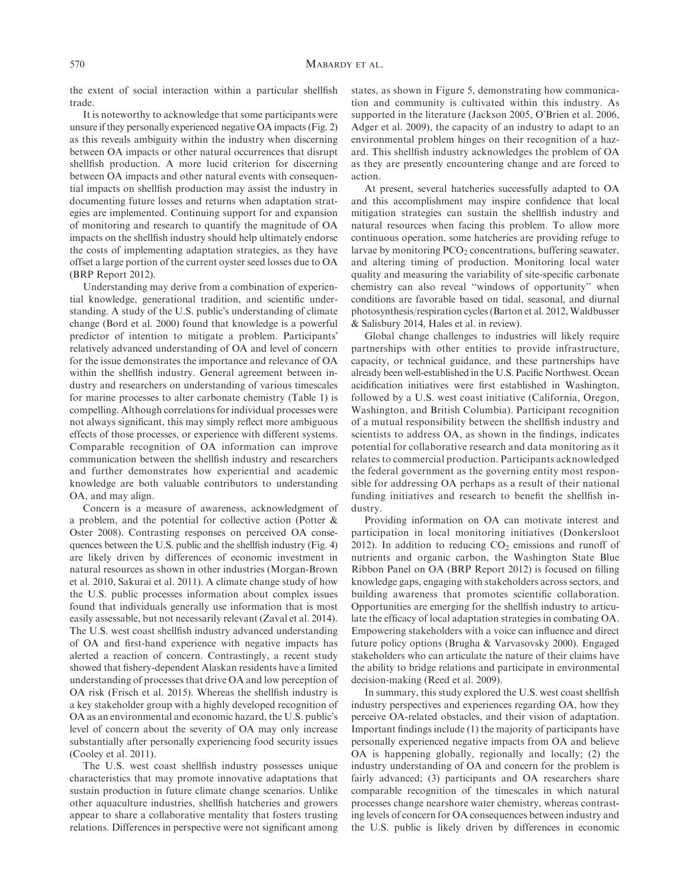the extent of social interaction within a particular shellfish trade.

It is noteworthy to acknowledge that some participants were unsure if they personally experienced negative OA impacts (Fig. 2) as this reveals ambiguity within the industry when discerning between OA impacts or other natural occurrences that disrupt shellfish production. A more lucid criterion for discerning between OA impacts and other natural events with consequential impacts on shellfish production may assist the industry in documenting future losses and returns when adaptation strategies are implemented. Continuing support for and expansion of monitoring and research to quantify the magnitude of OA impacts on the shellfish industry should help ultimately endorse the costs of implementing adaptation strategies, as they have offset a large portion of the current oyster seed losses due to OA (BRP Report 2012).

Understanding may derive from a combination of experiential knowledge, generational tradition, and scientific understanding. A study of the U.S. public's understanding of climate change (Bord et al. 2000) found that knowledge is a powerful predictor of intention to mitigate a problem. Participants' relatively advanced understanding of OA and level of concern for the issue demonstrates the importance and relevance of OA within the shellfish industry. General agreement between industry and researchers on understanding of various timescales for marine processes to alter carbonate chemistry (Table 1) is compelling. Although correlations for individual processes were not always significant, this may simply reflect more ambiguous effects of those processes, or experience with different systems. Comparable recognition of OA information can improve communication between the shellfish industry and researchers and further demonstrates how experiential and academic knowledge are both valuable contributors to understanding OA, and may align.

Concern is a measure of awareness, acknowledgment of a problem, and the potential for collective action (Potter & Oster 2008). Contrasting responses on perceived OA consequences between the U.S. public and the shellfish industry (Fig. 4) are likely driven by differences of economic investment in natural resources as shown in other industries (Morgan-Brown et al. 2010, Sakurai et al. 2011). A climate change study of how the U.S. public processes information about complex issues found that individuals generally use information that is most easily assessable, but not necessarily relevant (Zaval et al. 2014). The U.S. west coast shellfish industry advanced understanding of OA and first-hand experience with negative impacts has alerted a reaction of concern. Contrastingly, a recent study showed that fishery-dependent Alaskan residents have a limited understanding of processes that drive OA and low perception of OA risk (Frisch et al. 2015). Whereas the shellfish industry is a key stakeholder group with a highly developed recognition of OA as an environmental and economic hazard, the U.S. public's level of concern about the severity of OA may only increase substantially after personally experiencing food security issues (Cooley et al. 2011).

The U.S. west coast shellfish industry possesses unique characteristics that may promote innovative adaptations that sustain production in future climate change scenarios. Unlike other aquaculture industries, shellfish hatcheries and growers appear to share a collaborative mentality that fosters trusting relations. Differences in perspective were not significant among states, as shown in Figure 5, demonstrating how communication and community is cultivated within this industry. As supported in the literature (Jackson 2005, O'Brien et al. 2006, Adger et al. 2009), the capacity of an industry to adapt to an environmental problem hinges on their recognition of a hazard. This shellfish industry acknowledges the problem of OA as they are presently encountering change and are forced to action.

At present, several hatcheries successfully adapted to OA and this accomplishment may inspire confidence that local mitigation strategies can sustain the shellfish industry and natural resources when facing this problem. To allow more continuous operation, some hatcheries are providing refuge to larvae by monitoring $PCO_2$ concentrations, buffering seawater, and altering timing of production. Monitoring local water quality and measuring the variability of site-specific carbonate chemistry can also reveal "windows of opportunity" when conditions are favorable based on tidal, seasonal, and diurnal photosynthesis/respiration cycles (Barton et al. 2012, Waldbusser & Salisbury 2014, Hales et al. in review).

Global change challenges to industries will likely require partnerships with other entities to provide infrastructure, capacity, or technical guidance, and these partnerships have already been well-established in the U.S. Pacific Northwest. Ocean acidification initiatives were first established in Washington, followed by a U.S. west coast initiative (California, Oregon, Washington, and British Columbia). Participant recognition of a mutual responsibility between the shellfish industry and scientists to address OA, as shown in the findings, indicates potential for collaborative research and data monitoring as it relates to commercial production. Participants acknowledged the federal government as the governing entity most responsible for addressing OA perhaps as a result of their national funding initiatives and research to benefit the shellfish industry.

Providing information on OA can motivate interest and participation in local monitoring initiatives (Donkersloot 2012). In addition to reducing $CO_2$ emissions and runoff of nutrients and organic carbon, the Washington State Blue Ribbon Panel on OA (BRP Report 2012) is focused on filling knowledge gaps, engaging with stakeholders across sectors, and building awareness that promotes scientific collaboration. Opportunities are emerging for the shellfish industry to articulate the efficacy of local adaptation strategies in combating OA. Empowering stakeholders with a voice can influence and direct future policy options (Brugha & Varvasovsky 2000). Engaged stakeholders who can articulate the nature of their claims have the ability to bridge relations and participate in environmental decision-making (Reed et al. 2009).

In summary, this study explored the U.S. west coast shellfish industry perspectives and experiences regarding OA, how they perceive OA-related obstacles, and their vision of adaptation. Important findings include (1) the majority of participants have personally experienced negative impacts from OA and believe OA is happening globally, regionally and locally; (2) the industry understanding of OA and concern for the problem is fairly advanced; (3) participants and OA researchers share comparable recognition of the timescales in which natural processes change nearshore water chemistry, whereas contrasting levels of concern for OA consequences between industry and the U.S. public is likely driven by differences in economic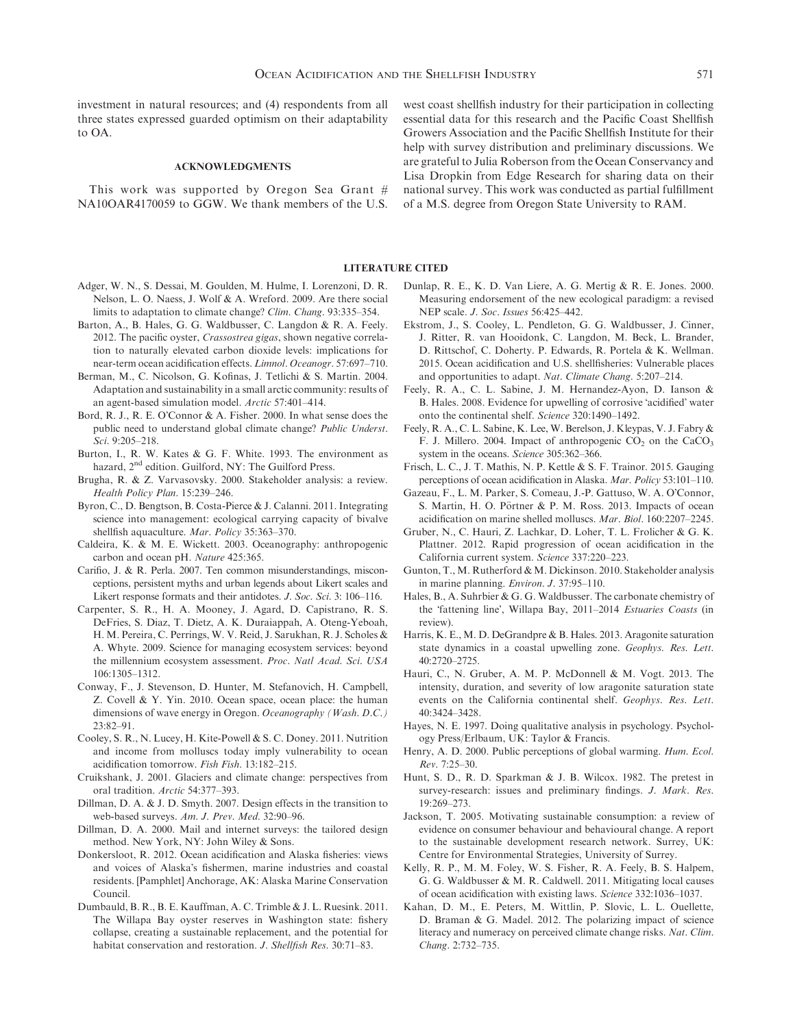investment in natural resources; and (4) respondents from all three states expressed guarded optimism on their adaptability to OA.

## ACKNOWLEDGMENTS

This work was supported by Oregon Sea Grant # NA10OAR4170059 to GGW. We thank members of the U.S. west coast shellfish industry for their participation in collecting essential data for this research and the Pacific Coast Shellfish Growers Association and the Pacific Shellfish Institute for their help with survey distribution and preliminary discussions. We are grateful to Julia Roberson from the Ocean Conservancy and Lisa Dropkin from Edge Research for sharing data on their national survey. This work was conducted as partial fulfillment of a M.S. degree from Oregon State University to RAM.

## LITERATURE CITED

Adger, W. N., S. Dessai, M. Goulden, M. Hulme, I. Lorenzoni, D. R. Nelson, L. O. Naess, J. Wolf & A. Wreford. 2009. Are there social limits to adaptation to climate change? *Clim. Chang.* 93:335–354.

Barton, A., B. Hales, G. G. Waldbusser, C. Langdon & R. A. Feely. 2012. The pacific oyster, *Crassostrea gigas*, shown negative correlation to naturally elevated carbon dioxide levels: implications for near-term ocean acidification effects. *Limnol. Oceanogr.* 57:697–710.

Berman, M., C. Nicolson, G. Kofinas, J. Tetlichi & S. Martin. 2004. Adaptation and sustainability in a small arctic community: results of an agent-based simulation model. *Arctic* 57:401–414.

Bord, R. J., R. E. O'Connor & A. Fisher. 2000. In what sense does the public need to understand global climate change? *Public Underst. Sci.* 9:205–218.

Burton, I., R. W. Kates & G. F. White. 1993. The environment as hazard, 2nd edition. Guilford, NY: The Guilford Press.

Brugha, R. & Z. Varvasovsky. 2000. Stakeholder analysis: a review. *Health Policy Plan.* 15:239–246.

Byron, C., D. Bengtson, B. Costa-Pierce & J. Calanni. 2011. Integrating science into management: ecological carrying capacity of bivalve shellfish aquaculture. *Mar. Policy* 35:363–370.

Caldeira, K. & M. E. Wickett. 2003. Oceanography: anthropogenic carbon and ocean pH. *Nature* 425:365.

Carifio, J. & R. Perla. 2007. Ten common misunderstandings, misconceptions, persistent myths and urban legends about Likert scales and Likert response formats and their antidotes. *J. Soc. Sci.* 3: 106–116.

Carpenter, S. R., H. A. Mooney, J. Agard, D. Capistrano, R. S. DeFries, S. Diaz, T. Dietz, A. K. Duraiappah, A. Oteng-Yeboah, H. M. Pereira, C. Perrings, W. V. Reid, J. Sarukhan, R. J. Scholes & A. Whyte. 2009. Science for managing ecosystem services: beyond the millennium ecosystem assessment. *Proc. Natl Acad. Sci. USA* 106:1305–1312.

Conway, F., J. Stevenson, D. Hunter, M. Stefanovich, H. Campbell, Z. Covell & Y. Yin. 2010. Ocean space, ocean place: the human dimensions of wave energy in Oregon. *Oceanography (Wash. D.C.)* 23:82–91.

Cooley, S. R., N. Lucey, H. Kite-Powell & S. C. Doney. 2011. Nutrition and income from molluscs today imply vulnerability to ocean acidification tomorrow. *Fish Fish.* 13:182–215.

Cruikshank, J. 2001. Glaciers and climate change: perspectives from oral tradition. *Arctic* 54:377–393.

Dillman, D. A. & J. D. Smyth. 2007. Design effects in the transition to web-based surveys. *Am. J. Prev. Med.* 32:90–96.

Dillman, D. A. 2000. Mail and internet surveys: the tailored design method. New York, NY: John Wiley & Sons.

Donkersloot, R. 2012. Ocean acidification and Alaska fisheries: views and voices of Alaska's fishermen, marine industries and coastal residents. [Pamphlet] Anchorage, AK: Alaska Marine Conservation Council.

Dumbauld, B. R., B. E. Kauffman, A. C. Trimble & J. L. Ruesink. 2011. The Willapa Bay oyster reserves in Washington state: fishery collapse, creating a sustainable replacement, and the potential for habitat conservation and restoration. *J. Shellfish Res.* 30:71–83.

Dunlap, R. E., K. D. Van Liere, A. G. Mertig & R. E. Jones. 2000. Measuring endorsement of the new ecological paradigm: a revised NEP scale. *J. Soc. Issues* 56:425–442.

Ekstrom, J., S. Cooley, L. Pendleton, G. G. Waldbusser, J. Cinner, J. Ritter, R. van Hooidonk, C. Langdon, M. Beck, L. Brander, D. Rittschof, C. Doherty. P. Edwards, R. Portela & K. Wellman. 2015. Ocean acidification and U.S. shellfisheries: Vulnerable places and opportunities to adapt. *Nat. Climate Chang.* 5:207–214.

Feely, R. A., C. L. Sabine, J. M. Hernandez-Ayon, D. Ianson & B. Hales. 2008. Evidence for upwelling of corrosive 'acidified' water onto the continental shelf. *Science* 320:1490–1492.

Feely, R. A., C. L. Sabine, K. Lee, W. Berelson, J. Kleypas, V. J. Fabry & F. J. Millero. 2004. Impact of anthropogenic $CO_2$ on the $CaCO_3$ system in the oceans. *Science* 305:362–366.

Frisch, L. C., J. T. Mathis, N. P. Kettle & S. F. Trainor. 2015. Gauging perceptions of ocean acidification in Alaska. *Mar. Policy* 53:101–110.

Gazeau, F., L. M. Parker, S. Comeau, J.-P. Gattuso, W. A. O'Connor, S. Martin, H. O. Pörtner & P. M. Ross. 2013. Impacts of ocean acidification on marine shelled molluscs. *Mar. Biol.* 160:2207–2245.

Gruber, N., C. Hauri, Z. Lachkar, D. Loher, T. L. Frolicher & G. K. Plattner. 2012. Rapid progression of ocean acidification in the California current system. *Science* 337:220–223.

Gunton, T., M. Rutherford & M. Dickinson. 2010. Stakeholder analysis in marine planning. *Environ. J.* 37:95–110.

Hales, B., A. Suhrbier & G. G. Waldbusser. The carbonate chemistry of the 'fattening line', Willapa Bay, 2011–2014 *Estuaries Coasts* (in review).

Harris, K. E., M. D. DeGrandpre & B. Hales. 2013. Aragonite saturation state dynamics in a coastal upwelling zone. *Geophys. Res. Lett.* 40:2720–2725.

Hauri, C., N. Gruber, A. M. P. McDonnell & M. Vogt. 2013. The intensity, duration, and severity of low aragonite saturation state events on the California continental shelf. *Geophys. Res. Lett.* 40:3424–3428.

Hayes, N. E. 1997. Doing qualitative analysis in psychology. Psychology Press/Erlbaum, UK: Taylor & Francis.

Henry, A. D. 2000. Public perceptions of global warming. *Hum. Ecol. Rev.* 7:25–30.

Hunt, S. D., R. D. Sparkman & J. B. Wilcox. 1982. The pretest in survey-research: issues and preliminary findings. *J. Mark. Res.* 19:269–273.

Jackson, T. 2005. Motivating sustainable consumption: a review of evidence on consumer behaviour and behavioural change. A report to the sustainable development research network. Surrey, UK: Centre for Environmental Strategies, University of Surrey.

Kelly, R. P., M. M. Foley, W. S. Fisher, R. A. Feely, B. S. Halpern, G. G. Waldbusser & M. R. Caldwell. 2011. Mitigating local causes of ocean acidification with existing laws. *Science* 332:1036–1037.

Kahan, D. M., E. Peters, M. Wittlin, P. Slovic, L. L. Ouellette, D. Braman & G. Madel. 2012. The polarizing impact of science literacy and numeracy on perceived climate change risks. *Nat. Clim. Chang.* 2:732–735.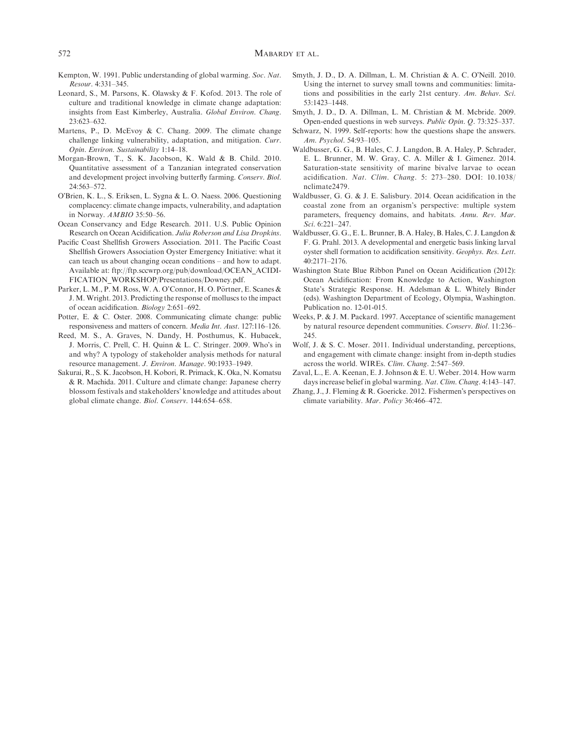Kempton, W. 1991. Public understanding of global warming. *Soc. Nat. Resour*. 4:331–345.

Leonard, S., M. Parsons, K. Olawsky & F. Kofod. 2013. The role of culture and traditional knowledge in climate change adaptation: insights from East Kimberley, Australia. *Global Environ. Chang*. 23:623–632.

Martens, P., D. McEvoy & C. Chang. 2009. The climate change challenge linking vulnerability, adaptation, and mitigation. *Curr. Opin. Environ. Sustainability* 1:14–18.

Morgan-Brown, T., S. K. Jacobson, K. Wald & B. Child. 2010. Quantitative assessment of a Tanzanian integrated conservation and development project involving butterfly farming. *Conserv. Biol*. 24:563–572.

O'Brien, K. L., S. Eriksen, L. Sygna & L. O. Naess. 2006. Questioning complacency: climate change impacts, vulnerability, and adaptation in Norway. *AMBIO* 35:50–56.

Ocean Conservancy and Edge Research. 2011. U.S. Public Opinion Research on Ocean Acidification. *Julia Roberson and Lisa Dropkins*.

Pacific Coast Shellfish Growers Association. 2011. The Pacific Coast Shellfish Growers Association Oyster Emergency Initiative: what it can teach us about changing ocean conditions – and how to adapt. Available at: ftp://ftp.sccwrp.org/pub/download/OCEAN_ACIDIFICATION_WORKSHOP/Presentations/Downey.pdf.

Parker, L. M., P. M. Ross, W. A. O'Connor, H. O. Pörtner, E. Scanes & J. M. Wright. 2013. Predicting the response of molluscs to the impact of ocean acidification. *Biology* 2:651–692.

Potter, E. & C. Oster. 2008. Communicating climate change: public responsiveness and matters of concern. *Media Int. Aust*. 127:116–126.

Reed, M. S., A. Graves, N. Dandy, H. Posthumus, K. Hubacek, J. Morris, C. Prell, C. H. Quinn & L. C. Stringer. 2009. Who's in and why? A typology of stakeholder analysis methods for natural resource management. *J. Environ. Manage*. 90:1933–1949.

Sakurai, R., S. K. Jacobson, H. Kobori, R. Primack, K. Oka, N. Komatsu & R. Machida. 2011. Culture and climate change: Japanese cherry blossom festivals and stakeholders' knowledge and attitudes about global climate change. *Biol. Conserv*. 144:654–658.

Smyth, J. D., D. A. Dillman, L. M. Christian & A. C. O'Neill. 2010. Using the internet to survey small towns and communities: limitations and possibilities in the early 21st century. *Am. Behav. Sci*. 53:1423–1448.

Smyth, J. D., D. A. Dillman, L. M. Christian & M. Mcbride. 2009. Open-ended questions in web surveys. *Public Opin. Q*. 73:325–337.

Schwarz, N. 1999. Self-reports: how the questions shape the answers. *Am. Psychol*. 54:93–105.

Waldbusser, G. G., B. Hales, C. J. Langdon, B. A. Haley, P. Schrader, E. L. Brunner, M. W. Gray, C. A. Miller & I. Gimenez. 2014. Saturation-state sensitivity of marine bivalve larvae to ocean acidification. *Nat. Clim. Chang*. 5: 273–280. DOI: 10.1038/nclimate2479.

Waldbusser, G. G. & J. E. Salisbury. 2014. Ocean acidification in the coastal zone from an organism's perspective: multiple system parameters, frequency domains, and habitats. *Annu. Rev. Mar. Sci*. 6:221–247.

Waldbusser, G. G., E. L. Brunner, B. A. Haley, B. Hales, C. J. Langdon & F. G. Prahl. 2013. A developmental and energetic basis linking larval oyster shell formation to acidification sensitivity. *Geophys. Res. Lett*. 40:2171–2176.

Washington State Blue Ribbon Panel on Ocean Acidification (2012): Ocean Acidification: From Knowledge to Action, Washington State's Strategic Response. H. Adelsman & L. Whitely Binder (eds). Washington Department of Ecology, Olympia, Washington. Publication no. 12-01-015.

Weeks, P. & J. M. Packard. 1997. Acceptance of scientific management by natural resource dependent communities. *Conserv. Biol*. 11:236–245.

Wolf, J. & S. C. Moser. 2011. Individual understanding, perceptions, and engagement with climate change: insight from in-depth studies across the world. WIREs. *Clim. Chang*. 2:547–569.

Zaval, L., E. A. Keenan, E. J. Johnson & E. U. Weber. 2014. How warm days increase belief in global warming. *Nat. Clim. Chang*. 4:143–147.

Zhang, J., J. Fleming & R. Goericke. 2012. Fishermen's perspectives on climate variability. *Mar. Policy* 36:466–472.